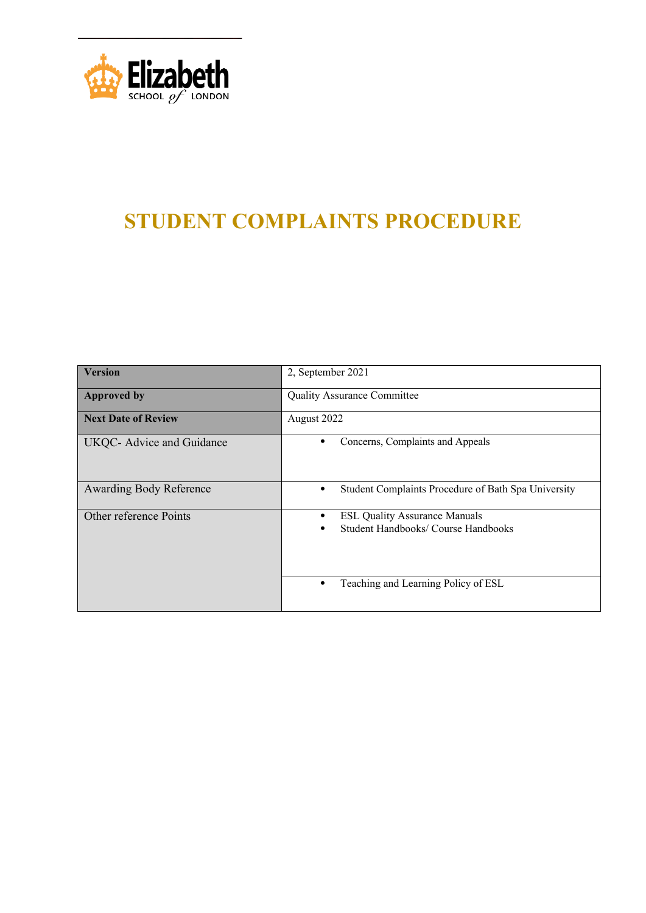Elizabeth SCHOOL of LONDON

# STUDENT COMPLAINTS PROCEDURE

| | |
|---|---|
| **Version** | 2, September 2021 |
| **Approved by** | Quality Assurance Committee |
| **Next Date of Review** | August 2022 |
| UKQC- Advice and Guidance | • Concerns, Complaints and Appeals |
| Awarding Body Reference | • Student Complaints Procedure of Bath Spa University |
| Other reference Points | • ESL Quality Assurance Manuals<br>• Student Handbooks/ Course Handbooks |
| | • Teaching and Learning Policy of ESL |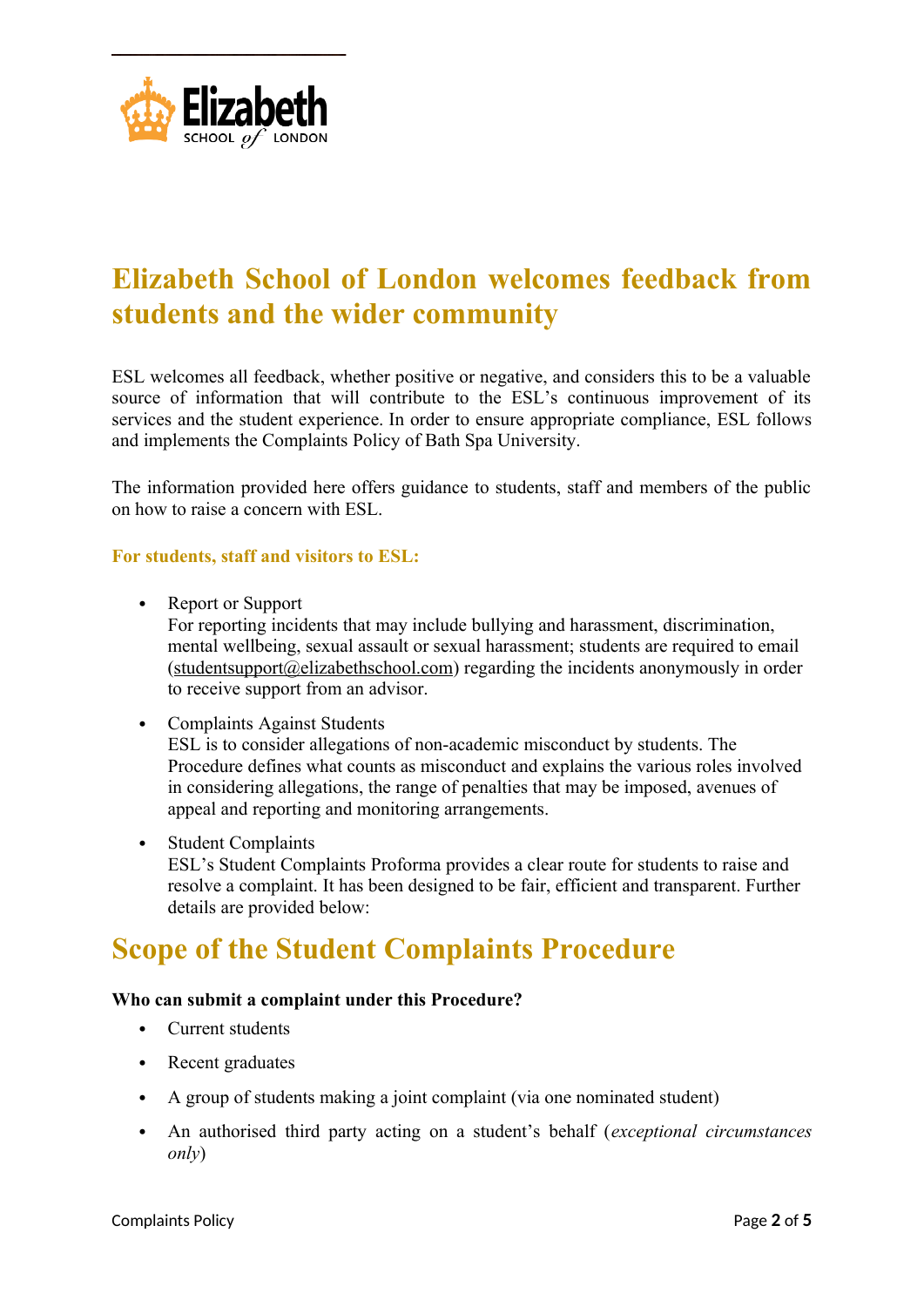# Elizabeth School of London welcomes feedback from students and the wider community

ESL welcomes all feedback, whether positive or negative, and considers this to be a valuable source of information that will contribute to the ESL's continuous improvement of its services and the student experience. In order to ensure appropriate compliance, ESL follows and implements the Complaints Policy of Bath Spa University.

The information provided here offers guidance to students, staff and members of the public on how to raise a concern with ESL.

**For students, staff and visitors to ESL:**

- Report or Support
  For reporting incidents that may include bullying and harassment, discrimination, mental wellbeing, sexual assault or sexual harassment; students are required to email (studentsupport@elizabethschool.com) regarding the incidents anonymously in order to receive support from an advisor.
- Complaints Against Students
  ESL is to consider allegations of non-academic misconduct by students. The Procedure defines what counts as misconduct and explains the various roles involved in considering allegations, the range of penalties that may be imposed, avenues of appeal and reporting and monitoring arrangements.
- Student Complaints
  ESL's Student Complaints Proforma provides a clear route for students to raise and resolve a complaint. It has been designed to be fair, efficient and transparent. Further details are provided below:

# Scope of the Student Complaints Procedure

**Who can submit a complaint under this Procedure?**

- Current students
- Recent graduates
- A group of students making a joint complaint (via one nominated student)
- An authorised third party acting on a student's behalf (*exceptional circumstances only*)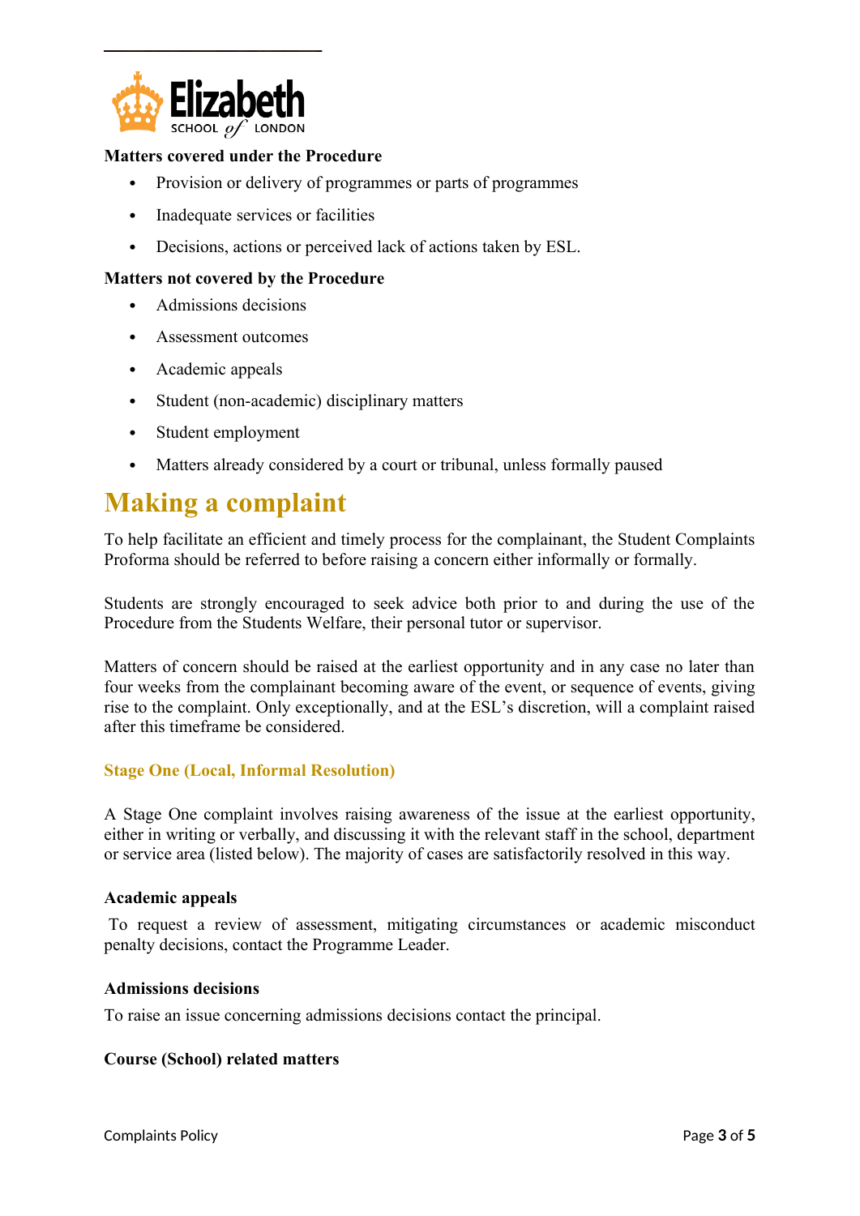**Matters covered under the Procedure**

- Provision or delivery of programmes or parts of programmes
- Inadequate services or facilities
- Decisions, actions or perceived lack of actions taken by ESL.

**Matters not covered by the Procedure**

- Admissions decisions
- Assessment outcomes
- Academic appeals
- Student (non-academic) disciplinary matters
- Student employment
- Matters already considered by a court or tribunal, unless formally paused

# Making a complaint

To help facilitate an efficient and timely process for the complainant, the Student Complaints Proforma should be referred to before raising a concern either informally or formally.

Students are strongly encouraged to seek advice both prior to and during the use of the Procedure from the Students Welfare, their personal tutor or supervisor.

Matters of concern should be raised at the earliest opportunity and in any case no later than four weeks from the complainant becoming aware of the event, or sequence of events, giving rise to the complaint. Only exceptionally, and at the ESL's discretion, will a complaint raised after this timeframe be considered.

### Stage One (Local, Informal Resolution)

A Stage One complaint involves raising awareness of the issue at the earliest opportunity, either in writing or verbally, and discussing it with the relevant staff in the school, department or service area (listed below). The majority of cases are satisfactorily resolved in this way.

**Academic appeals**

To request a review of assessment, mitigating circumstances or academic misconduct penalty decisions, contact the Programme Leader.

**Admissions decisions**

To raise an issue concerning admissions decisions contact the principal.

**Course (School) related matters**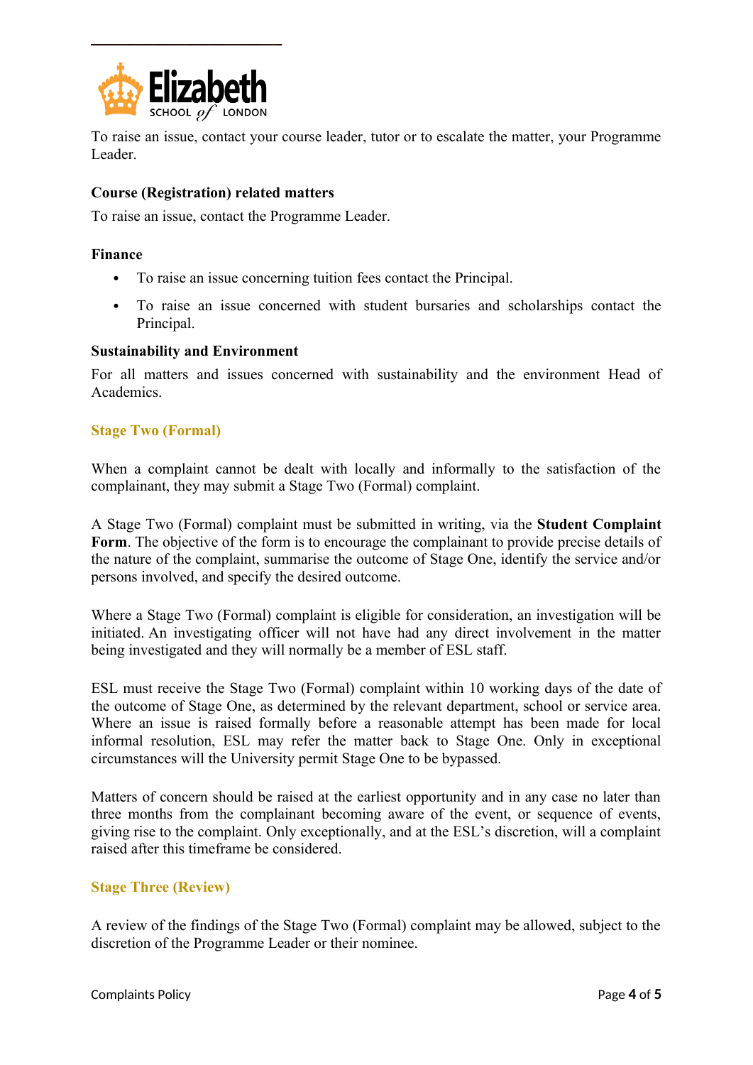To raise an issue, contact your course leader, tutor or to escalate the matter, your Programme Leader.

**Course (Registration) related matters**

To raise an issue, contact the Programme Leader.

**Finance**

- To raise an issue concerning tuition fees contact the Principal.
- To raise an issue concerned with student bursaries and scholarships contact the Principal.

**Sustainability and Environment**

For all matters and issues concerned with sustainability and the environment Head of Academics.

## Stage Two (Formal)

When a complaint cannot be dealt with locally and informally to the satisfaction of the complainant, they may submit a Stage Two (Formal) complaint.

A Stage Two (Formal) complaint must be submitted in writing, via the **Student Complaint Form**. The objective of the form is to encourage the complainant to provide precise details of the nature of the complaint, summarise the outcome of Stage One, identify the service and/or persons involved, and specify the desired outcome.

Where a Stage Two (Formal) complaint is eligible for consideration, an investigation will be initiated. An investigating officer will not have had any direct involvement in the matter being investigated and they will normally be a member of ESL staff.

ESL must receive the Stage Two (Formal) complaint within 10 working days of the date of the outcome of Stage One, as determined by the relevant department, school or service area. Where an issue is raised formally before a reasonable attempt has been made for local informal resolution, ESL may refer the matter back to Stage One. Only in exceptional circumstances will the University permit Stage One to be bypassed.

Matters of concern should be raised at the earliest opportunity and in any case no later than three months from the complainant becoming aware of the event, or sequence of events, giving rise to the complaint. Only exceptionally, and at the ESL's discretion, will a complaint raised after this timeframe be considered.

## Stage Three (Review)

A review of the findings of the Stage Two (Formal) complaint may be allowed, subject to the discretion of the Programme Leader or their nominee.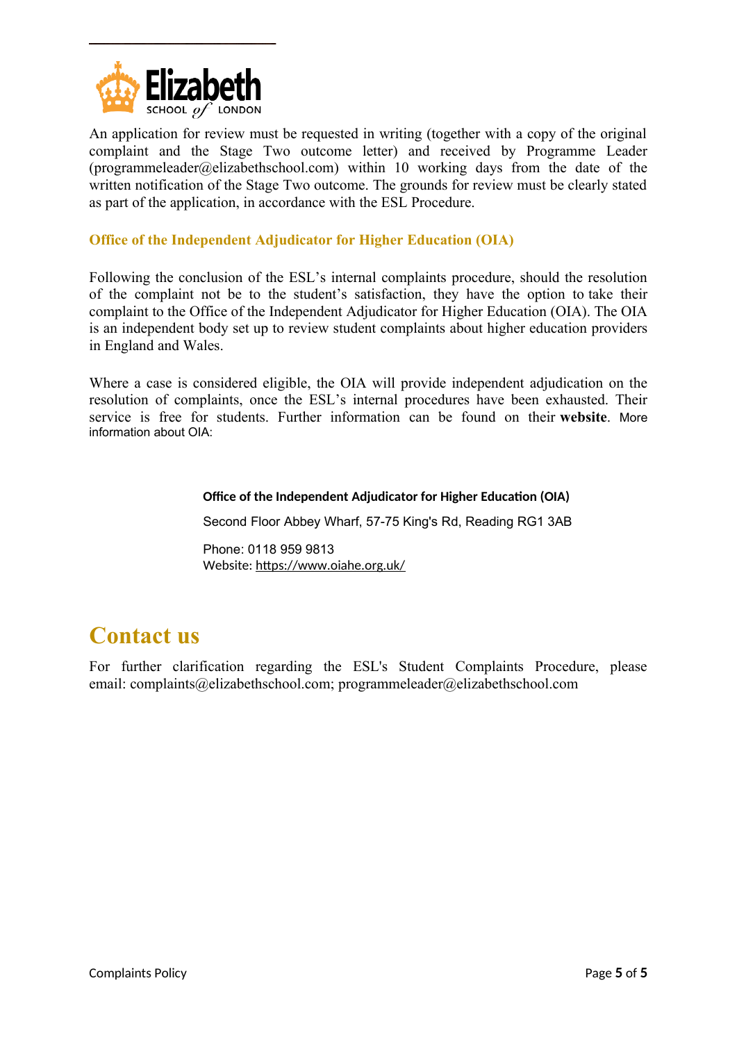An application for review must be requested in writing (together with a copy of the original complaint and the Stage Two outcome letter) and received by Programme Leader (programmeleader@elizabethschool.com) within 10 working days from the date of the written notification of the Stage Two outcome. The grounds for review must be clearly stated as part of the application, in accordance with the ESL Procedure.

### Office of the Independent Adjudicator for Higher Education (OIA)

Following the conclusion of the ESL's internal complaints procedure, should the resolution of the complaint not be to the student's satisfaction, they have the option to take their complaint to the Office of the Independent Adjudicator for Higher Education (OIA). The OIA is an independent body set up to review student complaints about higher education providers in England and Wales.

Where a case is considered eligible, the OIA will provide independent adjudication on the resolution of complaints, once the ESL's internal procedures have been exhausted. Their service is free for students. Further information can be found on their **website**. More information about OIA:

**Office of the Independent Adjudicator for Higher Education (OIA)**

Second Floor Abbey Wharf, 57-75 King's Rd, Reading RG1 3AB

Phone: 0118 959 9813
Website: https://www.oiahe.org.uk/

## Contact us

For further clarification regarding the ESL's Student Complaints Procedure, please email: complaints@elizabethschool.com; programmeleader@elizabethschool.com